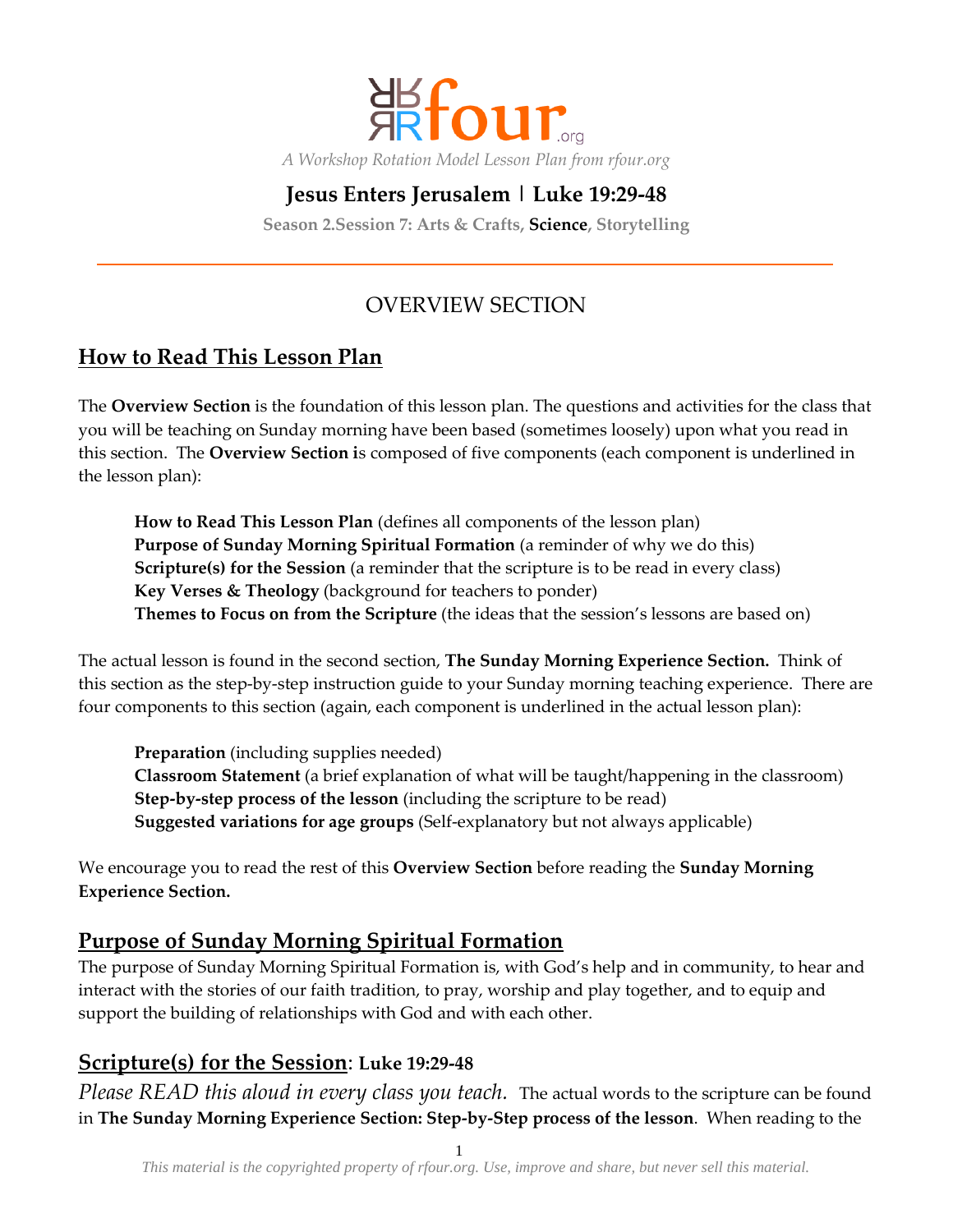rfour.org

*A Workshop Rotation Model Lesson Plan from rfour.org*

# Jesus Enters Jerusalem | Luke 19:29-48

**Season 2.Session 7: Arts & Crafts, Science, Storytelling**

---

## OVERVIEW SECTION

## How to Read This Lesson Plan

The **Overview Section** is the foundation of this lesson plan. The questions and activities for the class that you will be teaching on Sunday morning have been based (sometimes loosely) upon what you read in this section. The **Overview Section i**s composed of five components (each component is underlined in the lesson plan):

**How to Read This Lesson Plan** (defines all components of the lesson plan)
**Purpose of Sunday Morning Spiritual Formation** (a reminder of why we do this)
**Scripture(s) for the Session** (a reminder that the scripture is to be read in every class)
**Key Verses & Theology** (background for teachers to ponder)
**Themes to Focus on from the Scripture** (the ideas that the session's lessons are based on)

The actual lesson is found in the second section, **The Sunday Morning Experience Section.** Think of this section as the step-by-step instruction guide to your Sunday morning teaching experience. There are four components to this section (again, each component is underlined in the actual lesson plan):

**Preparation** (including supplies needed)
**Classroom Statement** (a brief explanation of what will be taught/happening in the classroom)
**Step-by-step process of the lesson** (including the scripture to be read)
**Suggested variations for age groups** (Self-explanatory but not always applicable)

We encourage you to read the rest of this **Overview Section** before reading the **Sunday Morning Experience Section.**

## Purpose of Sunday Morning Spiritual Formation

The purpose of Sunday Morning Spiritual Formation is, with God's help and in community, to hear and interact with the stories of our faith tradition, to pray, worship and play together, and to equip and support the building of relationships with God and with each other.

## Scripture(s) for the Session: Luke 19:29-48

*Please READ this aloud in every class you teach.* The actual words to the scripture can be found in **The Sunday Morning Experience Section: Step-by-Step process of the lesson**. When reading to the

*This material is the copyrighted property of rfour.org. Use, improve and share, but never sell this material.*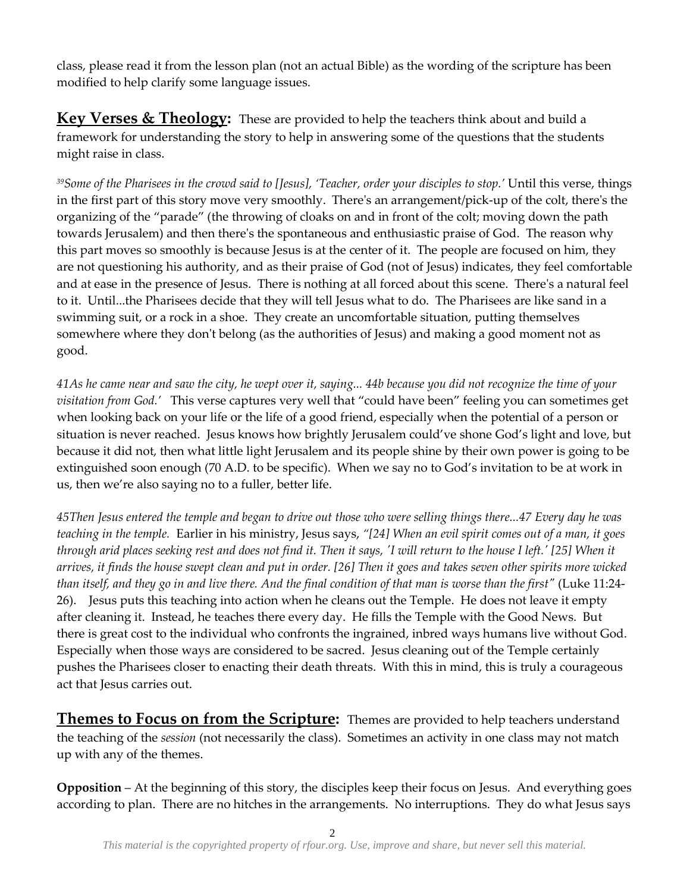class, please read it from the lesson plan (not an actual Bible) as the wording of the scripture has been modified to help clarify some language issues.

**Key Verses & Theology:** These are provided to help the teachers think about and build a framework for understanding the story to help in answering some of the questions that the students might raise in class.

*[39]Some of the Pharisees in the crowd said to [Jesus], 'Teacher, order your disciples to stop.'* Until this verse, things in the first part of this story move very smoothly. There's an arrangement/pick-up of the colt, there's the organizing of the "parade" (the throwing of cloaks on and in front of the colt; moving down the path towards Jerusalem) and then there's the spontaneous and enthusiastic praise of God. The reason why this part moves so smoothly is because Jesus is at the center of it. The people are focused on him, they are not questioning his authority, and as their praise of God (not of Jesus) indicates, they feel comfortable and at ease in the presence of Jesus. There is nothing at all forced about this scene. There's a natural feel to it. Until...the Pharisees decide that they will tell Jesus what to do. The Pharisees are like sand in a swimming suit, or a rock in a shoe. They create an uncomfortable situation, putting themselves somewhere where they don't belong (as the authorities of Jesus) and making a good moment not as good.

*41As he came near and saw the city, he wept over it, saying... 44b because you did not recognize the time of your visitation from God.'* This verse captures very well that "could have been" feeling you can sometimes get when looking back on your life or the life of a good friend, especially when the potential of a person or situation is never reached. Jesus knows how brightly Jerusalem could've shone God's light and love, but because it did not, then what little light Jerusalem and its people shine by their own power is going to be extinguished soon enough (70 A.D. to be specific). When we say no to God's invitation to be at work in us, then we're also saying no to a fuller, better life.

*45Then Jesus entered the temple and began to drive out those who were selling things there...47 Every day he was teaching in the temple.* Earlier in his ministry, Jesus says, *"[24] When an evil spirit comes out of a man, it goes through arid places seeking rest and does not find it. Then it says, 'I will return to the house I left.' [25] When it arrives, it finds the house swept clean and put in order. [26] Then it goes and takes seven other spirits more wicked than itself, and they go in and live there. And the final condition of that man is worse than the first"* (Luke 11:24-26). Jesus puts this teaching into action when he cleans out the Temple. He does not leave it empty after cleaning it. Instead, he teaches there every day. He fills the Temple with the Good News. But there is great cost to the individual who confronts the ingrained, inbred ways humans live without God. Especially when those ways are considered to be sacred. Jesus cleaning out of the Temple certainly pushes the Pharisees closer to enacting their death threats. With this in mind, this is truly a courageous act that Jesus carries out.

**Themes to Focus on from the Scripture:** Themes are provided to help teachers understand the teaching of the *session* (not necessarily the class). Sometimes an activity in one class may not match up with any of the themes.

**Opposition** – At the beginning of this story, the disciples keep their focus on Jesus. And everything goes according to plan. There are no hitches in the arrangements. No interruptions. They do what Jesus says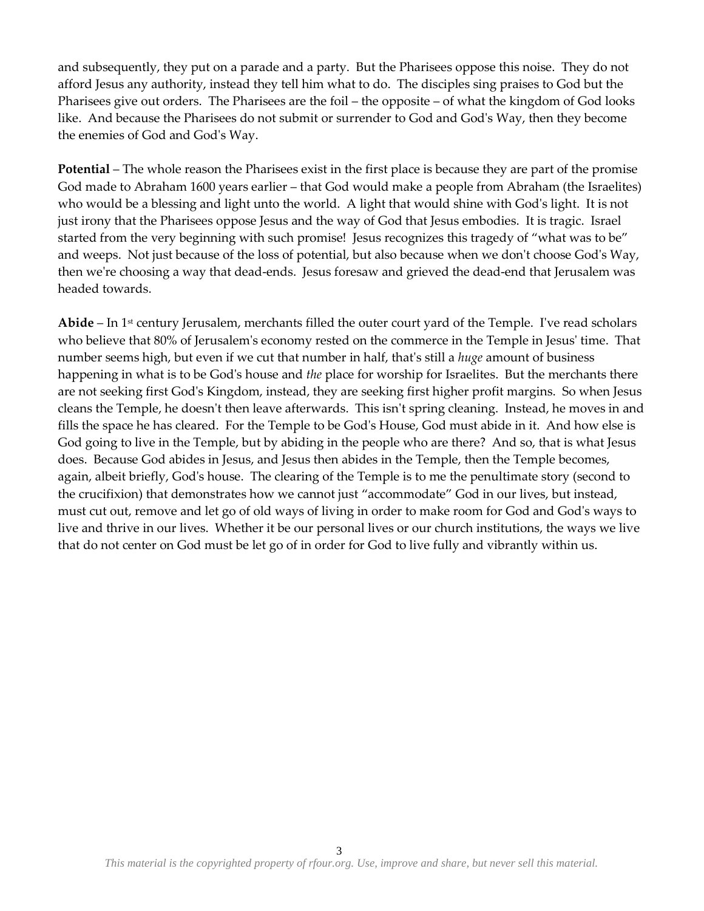and subsequently, they put on a parade and a party. But the Pharisees oppose this noise. They do not afford Jesus any authority, instead they tell him what to do. The disciples sing praises to God but the Pharisees give out orders. The Pharisees are the foil – the opposite – of what the kingdom of God looks like. And because the Pharisees do not submit or surrender to God and God's Way, then they become the enemies of God and God's Way.

**Potential** – The whole reason the Pharisees exist in the first place is because they are part of the promise God made to Abraham 1600 years earlier – that God would make a people from Abraham (the Israelites) who would be a blessing and light unto the world. A light that would shine with God's light. It is not just irony that the Pharisees oppose Jesus and the way of God that Jesus embodies. It is tragic. Israel started from the very beginning with such promise! Jesus recognizes this tragedy of "what was to be" and weeps. Not just because of the loss of potential, but also because when we don't choose God's Way, then we're choosing a way that dead-ends. Jesus foresaw and grieved the dead-end that Jerusalem was headed towards.

**Abide** – In 1st century Jerusalem, merchants filled the outer court yard of the Temple. I've read scholars who believe that 80% of Jerusalem's economy rested on the commerce in the Temple in Jesus' time. That number seems high, but even if we cut that number in half, that's still a *huge* amount of business happening in what is to be God's house and *the* place for worship for Israelites. But the merchants there are not seeking first God's Kingdom, instead, they are seeking first higher profit margins. So when Jesus cleans the Temple, he doesn't then leave afterwards. This isn't spring cleaning. Instead, he moves in and fills the space he has cleared. For the Temple to be God's House, God must abide in it. And how else is God going to live in the Temple, but by abiding in the people who are there? And so, that is what Jesus does. Because God abides in Jesus, and Jesus then abides in the Temple, then the Temple becomes, again, albeit briefly, God's house. The clearing of the Temple is to me the penultimate story (second to the crucifixion) that demonstrates how we cannot just "accommodate" God in our lives, but instead, must cut out, remove and let go of old ways of living in order to make room for God and God's ways to live and thrive in our lives. Whether it be our personal lives or our church institutions, the ways we live that do not center on God must be let go of in order for God to live fully and vibrantly within us.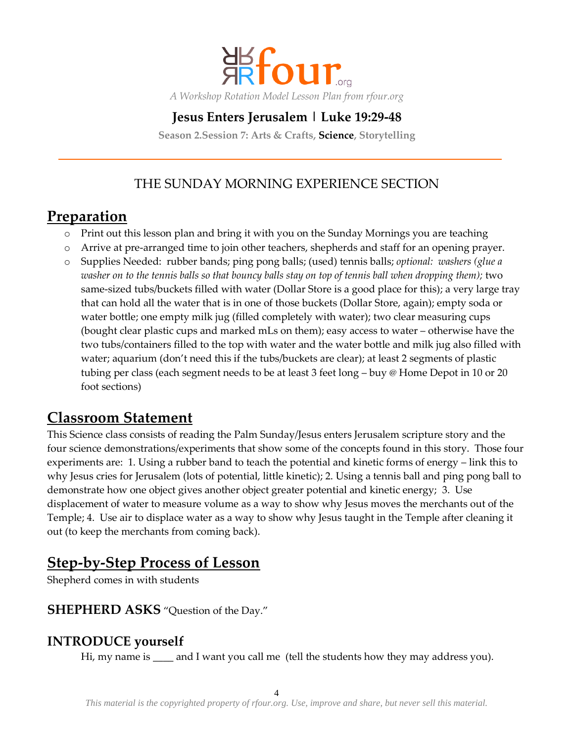rfour.org

*A Workshop Rotation Model Lesson Plan from rfour.org*

## Jesus Enters Jerusalem | Luke 19:29-48

Season 2.Session 7: Arts & Crafts, **Science**, Storytelling

---

THE SUNDAY MORNING EXPERIENCE SECTION

# Preparation

- Print out this lesson plan and bring it with you on the Sunday Mornings you are teaching
- Arrive at pre-arranged time to join other teachers, shepherds and staff for an opening prayer.
- Supplies Needed: rubber bands; ping pong balls; (used) tennis balls; *optional: washers (glue a washer on to the tennis balls so that bouncy balls stay on top of tennis ball when dropping them);* two same-sized tubs/buckets filled with water (Dollar Store is a good place for this); a very large tray that can hold all the water that is in one of those buckets (Dollar Store, again); empty soda or water bottle; one empty milk jug (filled completely with water); two clear measuring cups (bought clear plastic cups and marked mLs on them); easy access to water – otherwise have the two tubs/containers filled to the top with water and the water bottle and milk jug also filled with water; aquarium (don't need this if the tubs/buckets are clear); at least 2 segments of plastic tubing per class (each segment needs to be at least 3 feet long – buy @ Home Depot in 10 or 20 foot sections)

# Classroom Statement

This Science class consists of reading the Palm Sunday/Jesus enters Jerusalem scripture story and the four science demonstrations/experiments that show some of the concepts found in this story. Those four experiments are: 1. Using a rubber band to teach the potential and kinetic forms of energy – link this to why Jesus cries for Jerusalem (lots of potential, little kinetic); 2. Using a tennis ball and ping pong ball to demonstrate how one object gives another object greater potential and kinetic energy; 3. Use displacement of water to measure volume as a way to show why Jesus moves the merchants out of the Temple; 4. Use air to displace water as a way to show why Jesus taught in the Temple after cleaning it out (to keep the merchants from coming back).

# Step-by-Step Process of Lesson

Shepherd comes in with students

### SHEPHERD ASKS "Question of the Day."

### INTRODUCE yourself

Hi, my name is ____ and I want you call me (tell the students how they may address you).

*This material is the copyrighted property of rfour.org. Use, improve and share, but never sell this material.*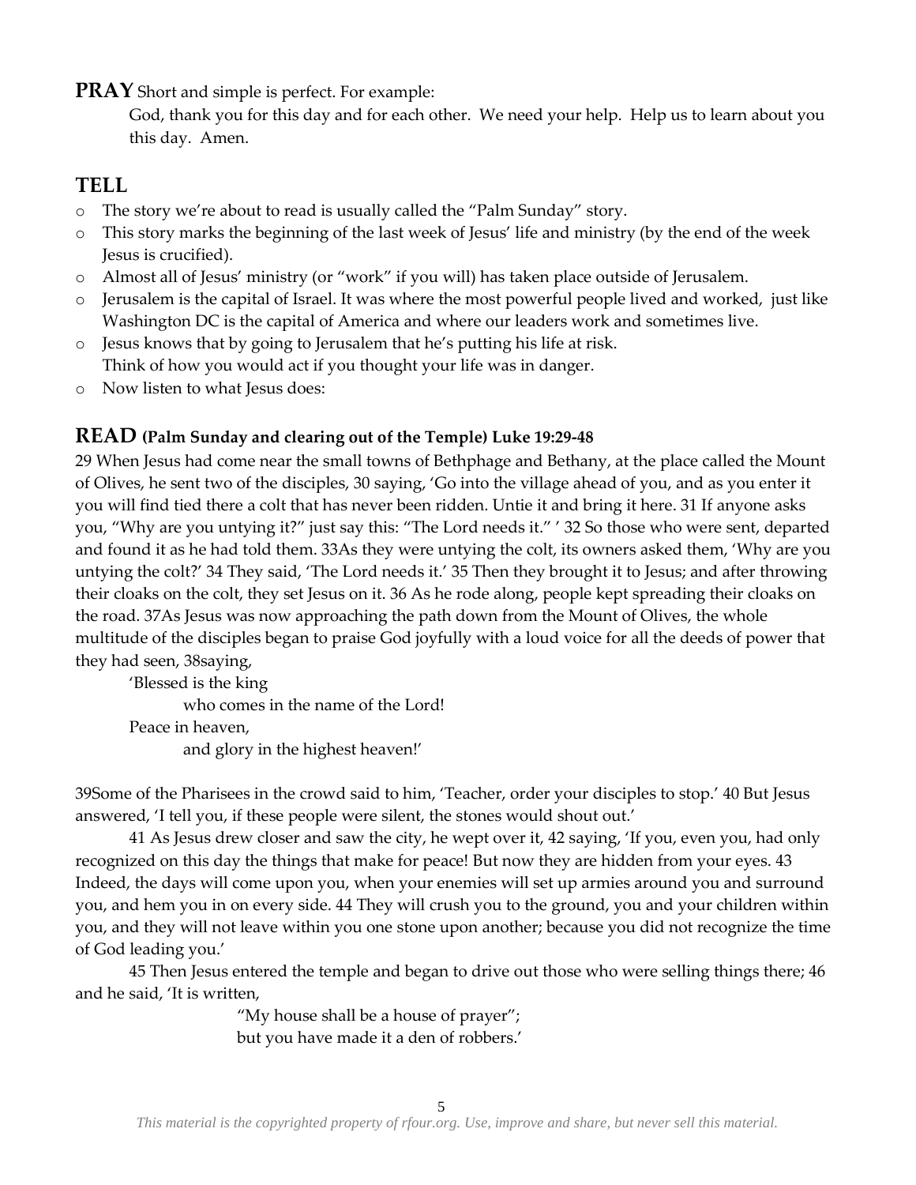**PRAY** Short and simple is perfect. For example:

God, thank you for this day and for each other. We need your help. Help us to learn about you this day. Amen.

## TELL

- The story we're about to read is usually called the "Palm Sunday" story.
- This story marks the beginning of the last week of Jesus' life and ministry (by the end of the week Jesus is crucified).
- Almost all of Jesus' ministry (or "work" if you will) has taken place outside of Jerusalem.
- Jerusalem is the capital of Israel. It was where the most powerful people lived and worked, just like Washington DC is the capital of America and where our leaders work and sometimes live.
- Jesus knows that by going to Jerusalem that he's putting his life at risk. Think of how you would act if you thought your life was in danger.
- Now listen to what Jesus does:

## READ (Palm Sunday and clearing out of the Temple) Luke 19:29-48

29 When Jesus had come near the small towns of Bethphage and Bethany, at the place called the Mount of Olives, he sent two of the disciples, 30 saying, 'Go into the village ahead of you, and as you enter it you will find tied there a colt that has never been ridden. Untie it and bring it here. 31 If anyone asks you, "Why are you untying it?" just say this: "The Lord needs it." ' 32 So those who were sent, departed and found it as he had told them. 33As they were untying the colt, its owners asked them, 'Why are you untying the colt?' 34 They said, 'The Lord needs it.' 35 Then they brought it to Jesus; and after throwing their cloaks on the colt, they set Jesus on it. 36 As he rode along, people kept spreading their cloaks on the road. 37As Jesus was now approaching the path down from the Mount of Olives, the whole multitude of the disciples began to praise God joyfully with a loud voice for all the deeds of power that they had seen, 38saying,

'Blessed is the king
who comes in the name of the Lord!
Peace in heaven,
and glory in the highest heaven!'

39Some of the Pharisees in the crowd said to him, 'Teacher, order your disciples to stop.' 40 But Jesus answered, 'I tell you, if these people were silent, the stones would shout out.'

41 As Jesus drew closer and saw the city, he wept over it, 42 saying, 'If you, even you, had only recognized on this day the things that make for peace! But now they are hidden from your eyes. 43 Indeed, the days will come upon you, when your enemies will set up armies around you and surround you, and hem you in on every side. 44 They will crush you to the ground, you and your children within you, and they will not leave within you one stone upon another; because you did not recognize the time of God leading you.'

45 Then Jesus entered the temple and began to drive out those who were selling things there; 46 and he said, 'It is written,

"My house shall be a house of prayer";
but you have made it a den of robbers.'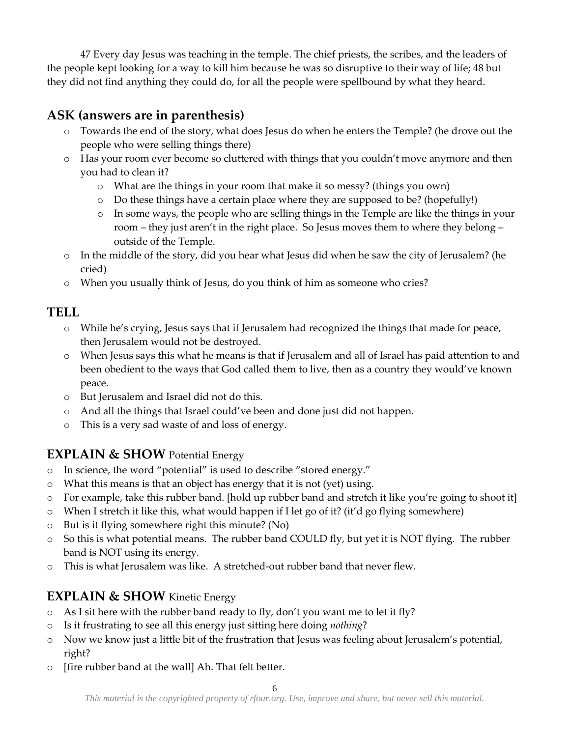47 Every day Jesus was teaching in the temple. The chief priests, the scribes, and the leaders of the people kept looking for a way to kill him because he was so disruptive to their way of life; 48 but they did not find anything they could do, for all the people were spellbound by what they heard.

## ASK (answers are in parenthesis)

- Towards the end of the story, what does Jesus do when he enters the Temple? (he drove out the people who were selling things there)
- Has your room ever become so cluttered with things that you couldn't move anymore and then you had to clean it?
  - What are the things in your room that make it so messy? (things you own)
  - Do these things have a certain place where they are supposed to be? (hopefully!)
  - In some ways, the people who are selling things in the Temple are like the things in your room – they just aren't in the right place. So Jesus moves them to where they belong – outside of the Temple.
- In the middle of the story, did you hear what Jesus did when he saw the city of Jerusalem? (he cried)
- When you usually think of Jesus, do you think of him as someone who cries?

## TELL

- While he's crying, Jesus says that if Jerusalem had recognized the things that made for peace, then Jerusalem would not be destroyed.
- When Jesus says this what he means is that if Jerusalem and all of Israel has paid attention to and been obedient to the ways that God called them to live, then as a country they would've known peace.
- But Jerusalem and Israel did not do this.
- And all the things that Israel could've been and done just did not happen.
- This is a very sad waste of and loss of energy.

## EXPLAIN & SHOW Potential Energy

- In science, the word "potential" is used to describe "stored energy."
- What this means is that an object has energy that it is not (yet) using.
- For example, take this rubber band. [hold up rubber band and stretch it like you're going to shoot it]
- When I stretch it like this, what would happen if I let go of it? (it'd go flying somewhere)
- But is it flying somewhere right this minute? (No)
- So this is what potential means. The rubber band COULD fly, but yet it is NOT flying. The rubber band is NOT using its energy.
- This is what Jerusalem was like. A stretched-out rubber band that never flew.

## EXPLAIN & SHOW Kinetic Energy

- As I sit here with the rubber band ready to fly, don't you want me to let it fly?
- Is it frustrating to see all this energy just sitting here doing *nothing*?
- Now we know just a little bit of the frustration that Jesus was feeling about Jerusalem's potential, right?
- [fire rubber band at the wall] Ah. That felt better.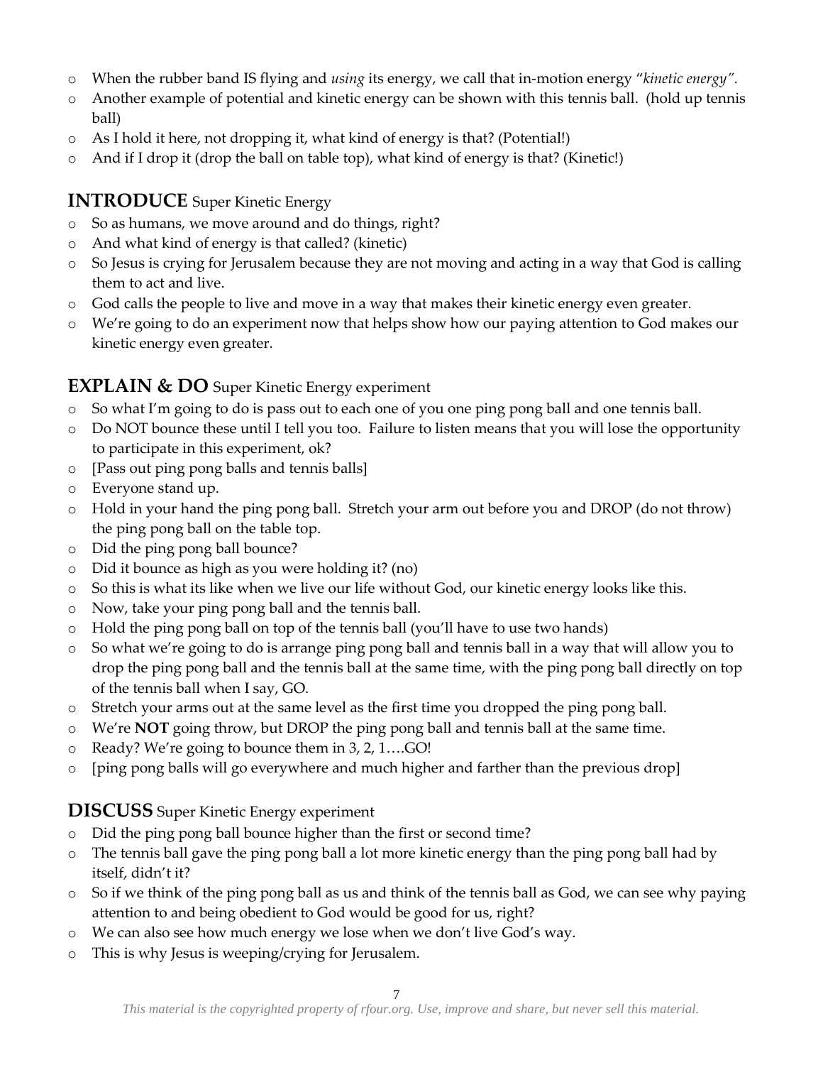- When the rubber band IS flying and *using* its energy, we call that in-motion energy "*kinetic energy".*
- Another example of potential and kinetic energy can be shown with this tennis ball. (hold up tennis ball)
- As I hold it here, not dropping it, what kind of energy is that? (Potential!)
- And if I drop it (drop the ball on table top), what kind of energy is that? (Kinetic!)

## **INTRODUCE** Super Kinetic Energy

- So as humans, we move around and do things, right?
- And what kind of energy is that called? (kinetic)
- So Jesus is crying for Jerusalem because they are not moving and acting in a way that God is calling them to act and live.
- God calls the people to live and move in a way that makes their kinetic energy even greater.
- We're going to do an experiment now that helps show how our paying attention to God makes our kinetic energy even greater.

## **EXPLAIN & DO** Super Kinetic Energy experiment

- So what I'm going to do is pass out to each one of you one ping pong ball and one tennis ball.
- Do NOT bounce these until I tell you too. Failure to listen means that you will lose the opportunity to participate in this experiment, ok?
- [Pass out ping pong balls and tennis balls]
- Everyone stand up.
- Hold in your hand the ping pong ball. Stretch your arm out before you and DROP (do not throw) the ping pong ball on the table top.
- Did the ping pong ball bounce?
- Did it bounce as high as you were holding it? (no)
- So this is what its like when we live our life without God, our kinetic energy looks like this.
- Now, take your ping pong ball and the tennis ball.
- Hold the ping pong ball on top of the tennis ball (you'll have to use two hands)
- So what we're going to do is arrange ping pong ball and tennis ball in a way that will allow you to drop the ping pong ball and the tennis ball at the same time, with the ping pong ball directly on top of the tennis ball when I say, GO.
- Stretch your arms out at the same level as the first time you dropped the ping pong ball.
- We're **NOT** going throw, but DROP the ping pong ball and tennis ball at the same time.
- Ready? We're going to bounce them in 3, 2, 1….GO!
- [ping pong balls will go everywhere and much higher and farther than the previous drop]

## **DISCUSS** Super Kinetic Energy experiment

- Did the ping pong ball bounce higher than the first or second time?
- The tennis ball gave the ping pong ball a lot more kinetic energy than the ping pong ball had by itself, didn't it?
- So if we think of the ping pong ball as us and think of the tennis ball as God, we can see why paying attention to and being obedient to God would be good for us, right?
- We can also see how much energy we lose when we don't live God's way.
- This is why Jesus is weeping/crying for Jerusalem.

*This material is the copyrighted property of rfour.org. Use, improve and share, but never sell this material.*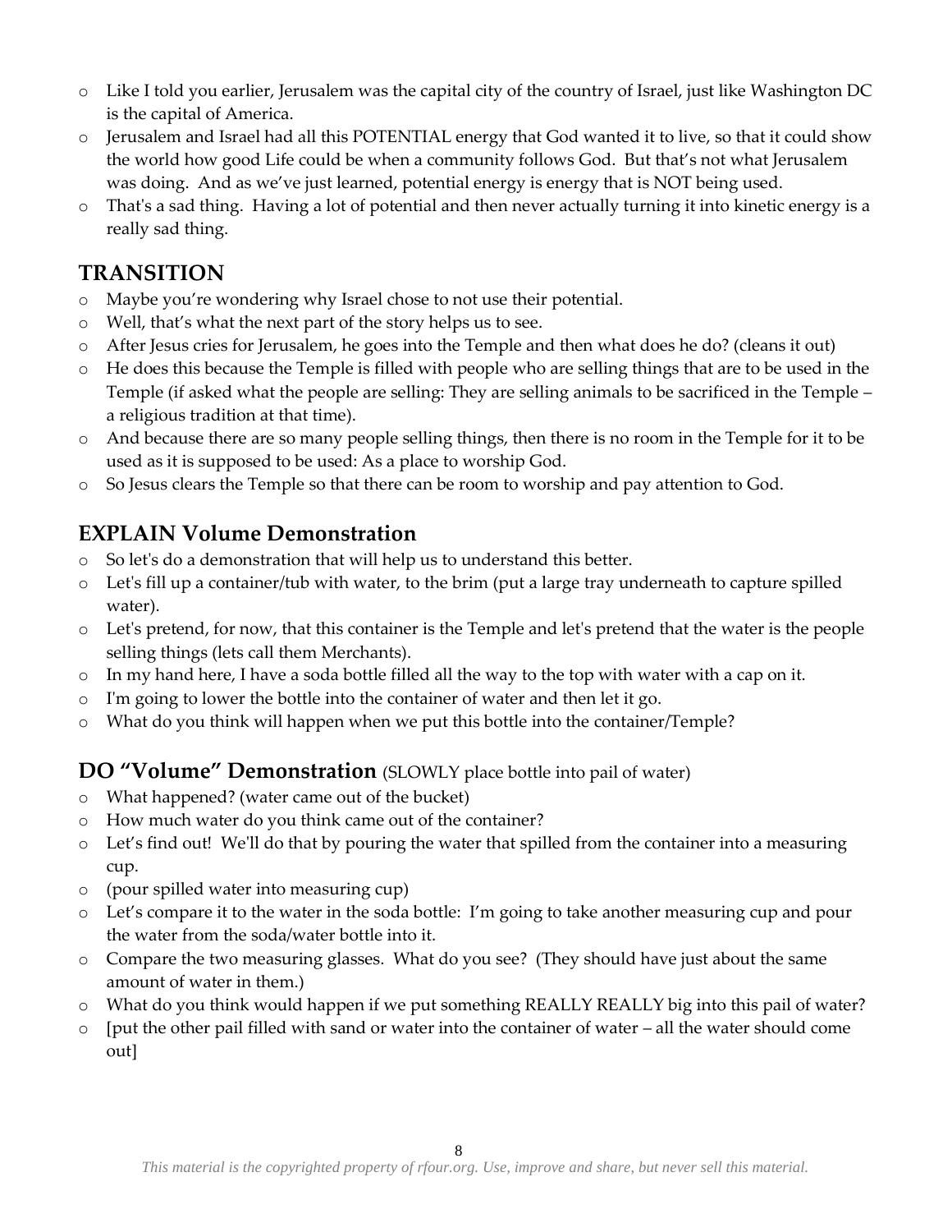- Like I told you earlier, Jerusalem was the capital city of the country of Israel, just like Washington DC is the capital of America.
- Jerusalem and Israel had all this POTENTIAL energy that God wanted it to live, so that it could show the world how good Life could be when a community follows God. But that's not what Jerusalem was doing. And as we've just learned, potential energy is energy that is NOT being used.
- That's a sad thing. Having a lot of potential and then never actually turning it into kinetic energy is a really sad thing.

## TRANSITION

- Maybe you're wondering why Israel chose to not use their potential.
- Well, that's what the next part of the story helps us to see.
- After Jesus cries for Jerusalem, he goes into the Temple and then what does he do? (cleans it out)
- He does this because the Temple is filled with people who are selling things that are to be used in the Temple (if asked what the people are selling: They are selling animals to be sacrificed in the Temple – a religious tradition at that time).
- And because there are so many people selling things, then there is no room in the Temple for it to be used as it is supposed to be used: As a place to worship God.
- So Jesus clears the Temple so that there can be room to worship and pay attention to God.

## EXPLAIN Volume Demonstration

- So let's do a demonstration that will help us to understand this better.
- Let's fill up a container/tub with water, to the brim (put a large tray underneath to capture spilled water).
- Let's pretend, for now, that this container is the Temple and let's pretend that the water is the people selling things (lets call them Merchants).
- In my hand here, I have a soda bottle filled all the way to the top with water with a cap on it.
- I'm going to lower the bottle into the container of water and then let it go.
- What do you think will happen when we put this bottle into the container/Temple?

## DO "Volume" Demonstration (SLOWLY place bottle into pail of water)

- What happened? (water came out of the bucket)
- How much water do you think came out of the container?
- Let's find out! We'll do that by pouring the water that spilled from the container into a measuring cup.
- (pour spilled water into measuring cup)
- Let's compare it to the water in the soda bottle: I'm going to take another measuring cup and pour the water from the soda/water bottle into it.
- Compare the two measuring glasses. What do you see? (They should have just about the same amount of water in them.)
- What do you think would happen if we put something REALLY REALLY big into this pail of water?
- [put the other pail filled with sand or water into the container of water – all the water should come out]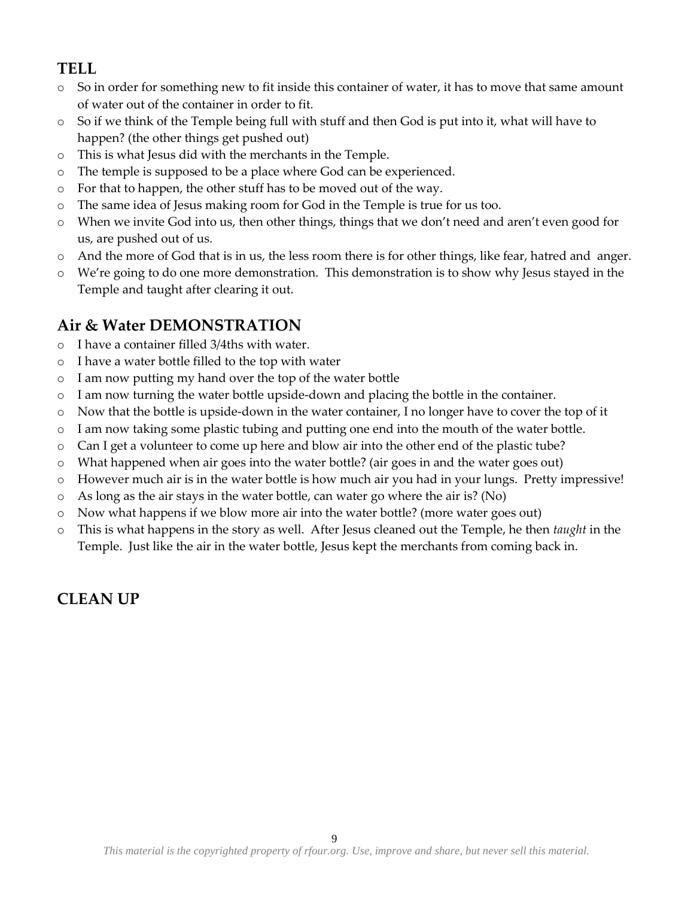## TELL

- So in order for something new to fit inside this container of water, it has to move that same amount of water out of the container in order to fit.
- So if we think of the Temple being full with stuff and then God is put into it, what will have to happen? (the other things get pushed out)
- This is what Jesus did with the merchants in the Temple.
- The temple is supposed to be a place where God can be experienced.
- For that to happen, the other stuff has to be moved out of the way.
- The same idea of Jesus making room for God in the Temple is true for us too.
- When we invite God into us, then other things, things that we don't need and aren't even good for us, are pushed out of us.
- And the more of God that is in us, the less room there is for other things, like fear, hatred and anger.
- We're going to do one more demonstration. This demonstration is to show why Jesus stayed in the Temple and taught after clearing it out.

## Air & Water DEMONSTRATION

- I have a container filled 3/4ths with water.
- I have a water bottle filled to the top with water
- I am now putting my hand over the top of the water bottle
- I am now turning the water bottle upside-down and placing the bottle in the container.
- Now that the bottle is upside-down in the water container, I no longer have to cover the top of it
- I am now taking some plastic tubing and putting one end into the mouth of the water bottle.
- Can I get a volunteer to come up here and blow air into the other end of the plastic tube?
- What happened when air goes into the water bottle? (air goes in and the water goes out)
- However much air is in the water bottle is how much air you had in your lungs. Pretty impressive!
- As long as the air stays in the water bottle, can water go where the air is? (No)
- Now what happens if we blow more air into the water bottle? (more water goes out)
- This is what happens in the story as well. After Jesus cleaned out the Temple, he then *taught* in the Temple. Just like the air in the water bottle, Jesus kept the merchants from coming back in.

## CLEAN UP

*This material is the copyrighted property of rfour.org. Use, improve and share, but never sell this material.*